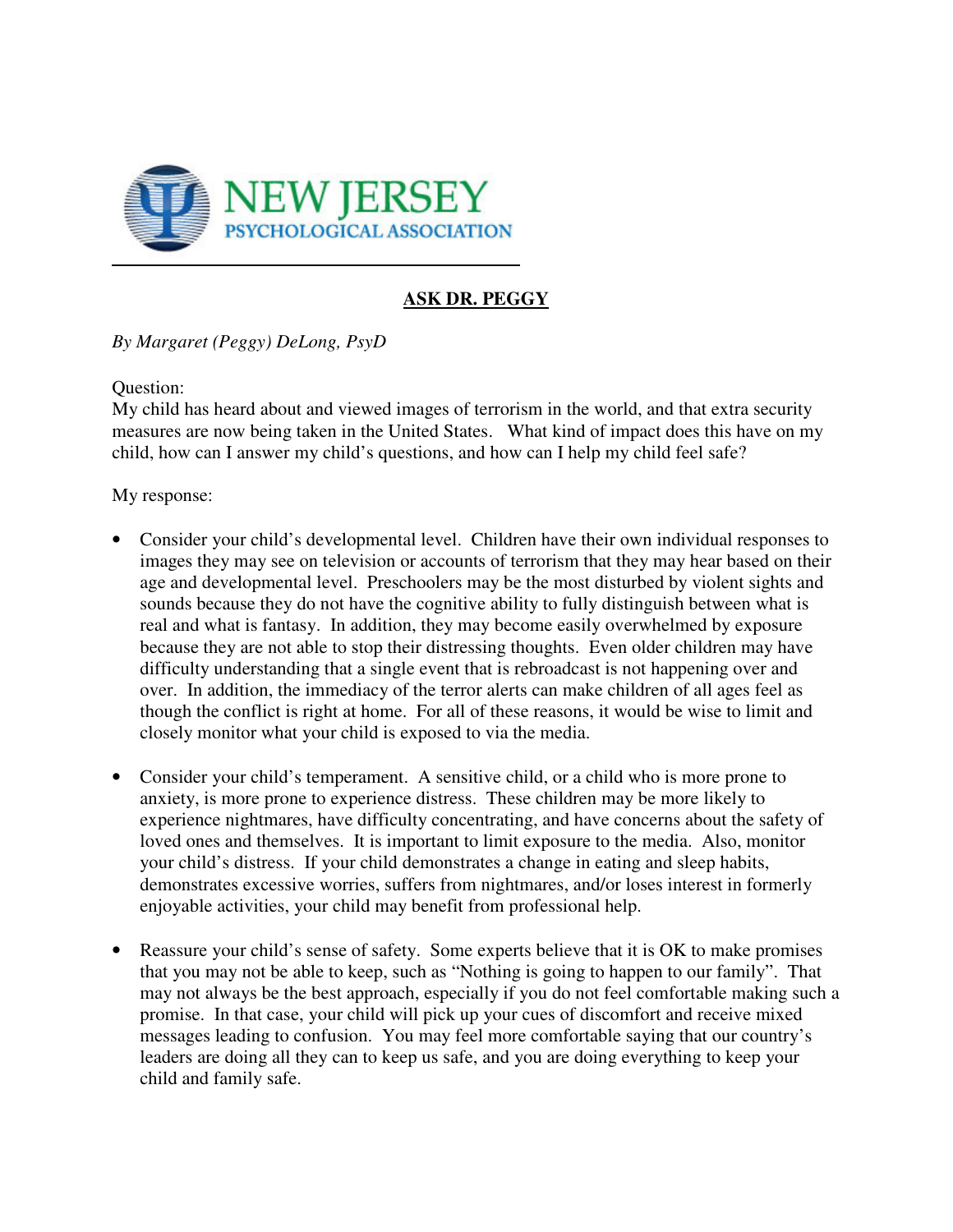NEW JERSEY PSYCHOLOGICAL ASSOCIATION

## ASK DR. PEGGY

*By Margaret (Peggy) DeLong, PsyD*

Question:
My child has heard about and viewed images of terrorism in the world, and that extra security measures are now being taken in the United States. What kind of impact does this have on my child, how can I answer my child's questions, and how can I help my child feel safe?

My response:

- Consider your child's developmental level. Children have their own individual responses to images they may see on television or accounts of terrorism that they may hear based on their age and developmental level. Preschoolers may be the most disturbed by violent sights and sounds because they do not have the cognitive ability to fully distinguish between what is real and what is fantasy. In addition, they may become easily overwhelmed by exposure because they are not able to stop their distressing thoughts. Even older children may have difficulty understanding that a single event that is rebroadcast is not happening over and over. In addition, the immediacy of the terror alerts can make children of all ages feel as though the conflict is right at home. For all of these reasons, it would be wise to limit and closely monitor what your child is exposed to via the media.

- Consider your child's temperament. A sensitive child, or a child who is more prone to anxiety, is more prone to experience distress. These children may be more likely to experience nightmares, have difficulty concentrating, and have concerns about the safety of loved ones and themselves. It is important to limit exposure to the media. Also, monitor your child's distress. If your child demonstrates a change in eating and sleep habits, demonstrates excessive worries, suffers from nightmares, and/or loses interest in formerly enjoyable activities, your child may benefit from professional help.

- Reassure your child's sense of safety. Some experts believe that it is OK to make promises that you may not be able to keep, such as "Nothing is going to happen to our family". That may not always be the best approach, especially if you do not feel comfortable making such a promise. In that case, your child will pick up your cues of discomfort and receive mixed messages leading to confusion. You may feel more comfortable saying that our country's leaders are doing all they can to keep us safe, and you are doing everything to keep your child and family safe.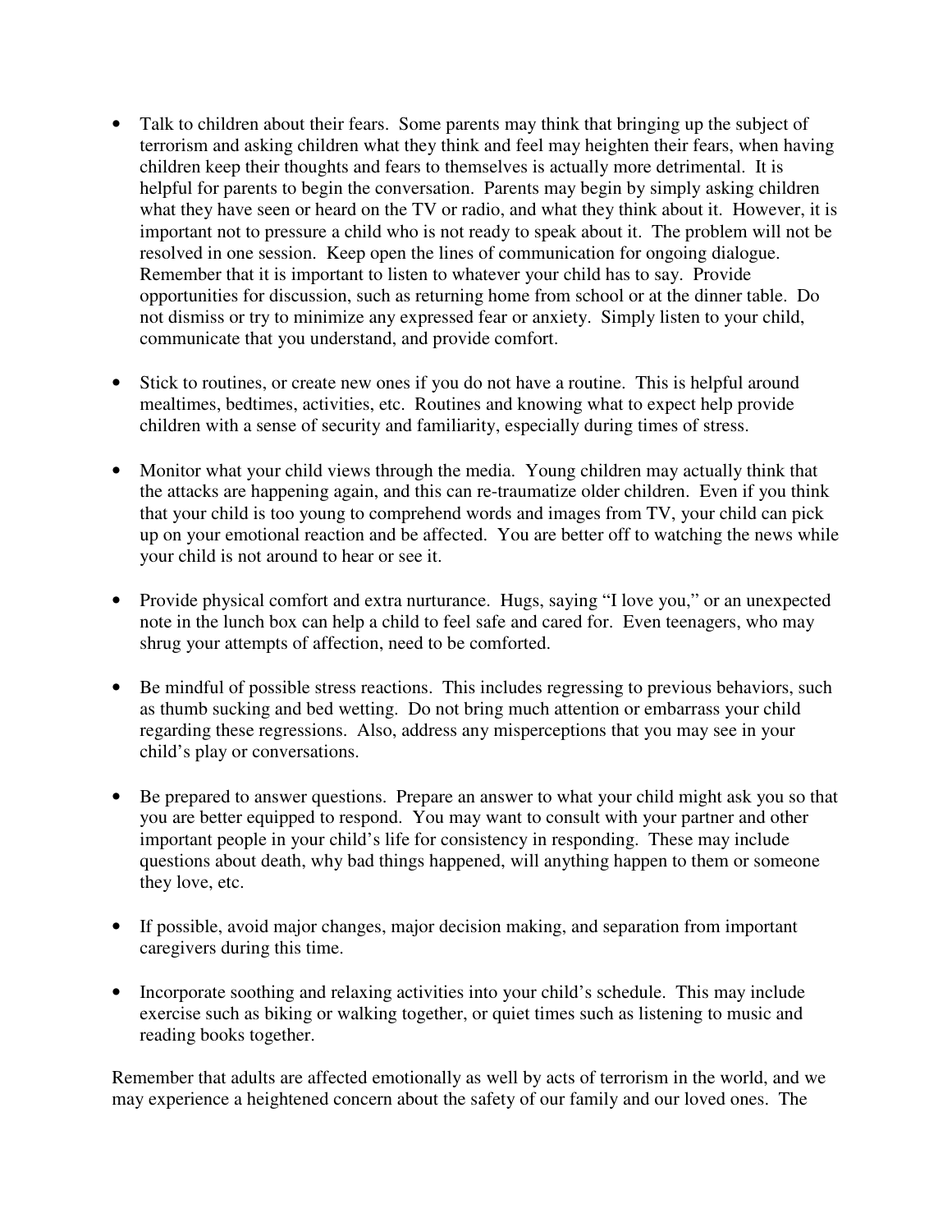- Talk to children about their fears. Some parents may think that bringing up the subject of terrorism and asking children what they think and feel may heighten their fears, when having children keep their thoughts and fears to themselves is actually more detrimental. It is helpful for parents to begin the conversation. Parents may begin by simply asking children what they have seen or heard on the TV or radio, and what they think about it. However, it is important not to pressure a child who is not ready to speak about it. The problem will not be resolved in one session. Keep open the lines of communication for ongoing dialogue. Remember that it is important to listen to whatever your child has to say. Provide opportunities for discussion, such as returning home from school or at the dinner table. Do not dismiss or try to minimize any expressed fear or anxiety. Simply listen to your child, communicate that you understand, and provide comfort.

- Stick to routines, or create new ones if you do not have a routine. This is helpful around mealtimes, bedtimes, activities, etc. Routines and knowing what to expect help provide children with a sense of security and familiarity, especially during times of stress.

- Monitor what your child views through the media. Young children may actually think that the attacks are happening again, and this can re-traumatize older children. Even if you think that your child is too young to comprehend words and images from TV, your child can pick up on your emotional reaction and be affected. You are better off to watching the news while your child is not around to hear or see it.

- Provide physical comfort and extra nurturance. Hugs, saying "I love you," or an unexpected note in the lunch box can help a child to feel safe and cared for. Even teenagers, who may shrug your attempts of affection, need to be comforted.

- Be mindful of possible stress reactions. This includes regressing to previous behaviors, such as thumb sucking and bed wetting. Do not bring much attention or embarrass your child regarding these regressions. Also, address any misperceptions that you may see in your child's play or conversations.

- Be prepared to answer questions. Prepare an answer to what your child might ask you so that you are better equipped to respond. You may want to consult with your partner and other important people in your child's life for consistency in responding. These may include questions about death, why bad things happened, will anything happen to them or someone they love, etc.

- If possible, avoid major changes, major decision making, and separation from important caregivers during this time.

- Incorporate soothing and relaxing activities into your child's schedule. This may include exercise such as biking or walking together, or quiet times such as listening to music and reading books together.

Remember that adults are affected emotionally as well by acts of terrorism in the world, and we may experience a heightened concern about the safety of our family and our loved ones. The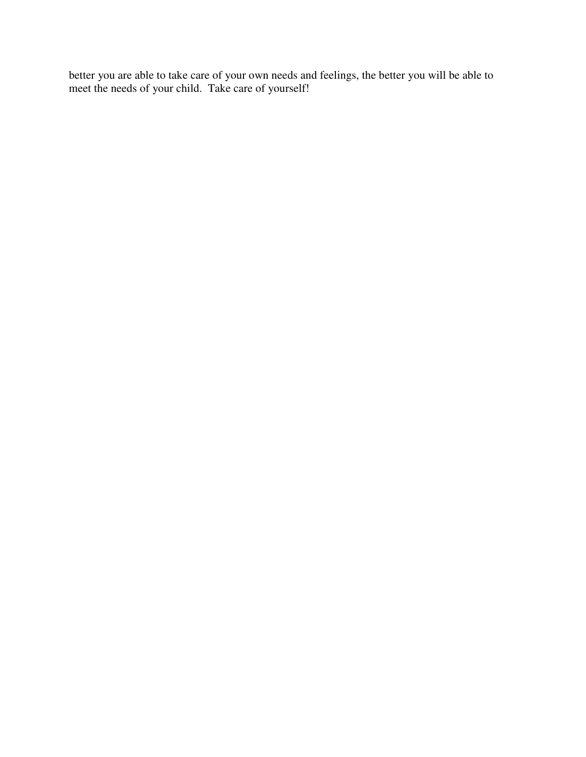better you are able to take care of your own needs and feelings, the better you will be able to meet the needs of your child.  Take care of yourself!